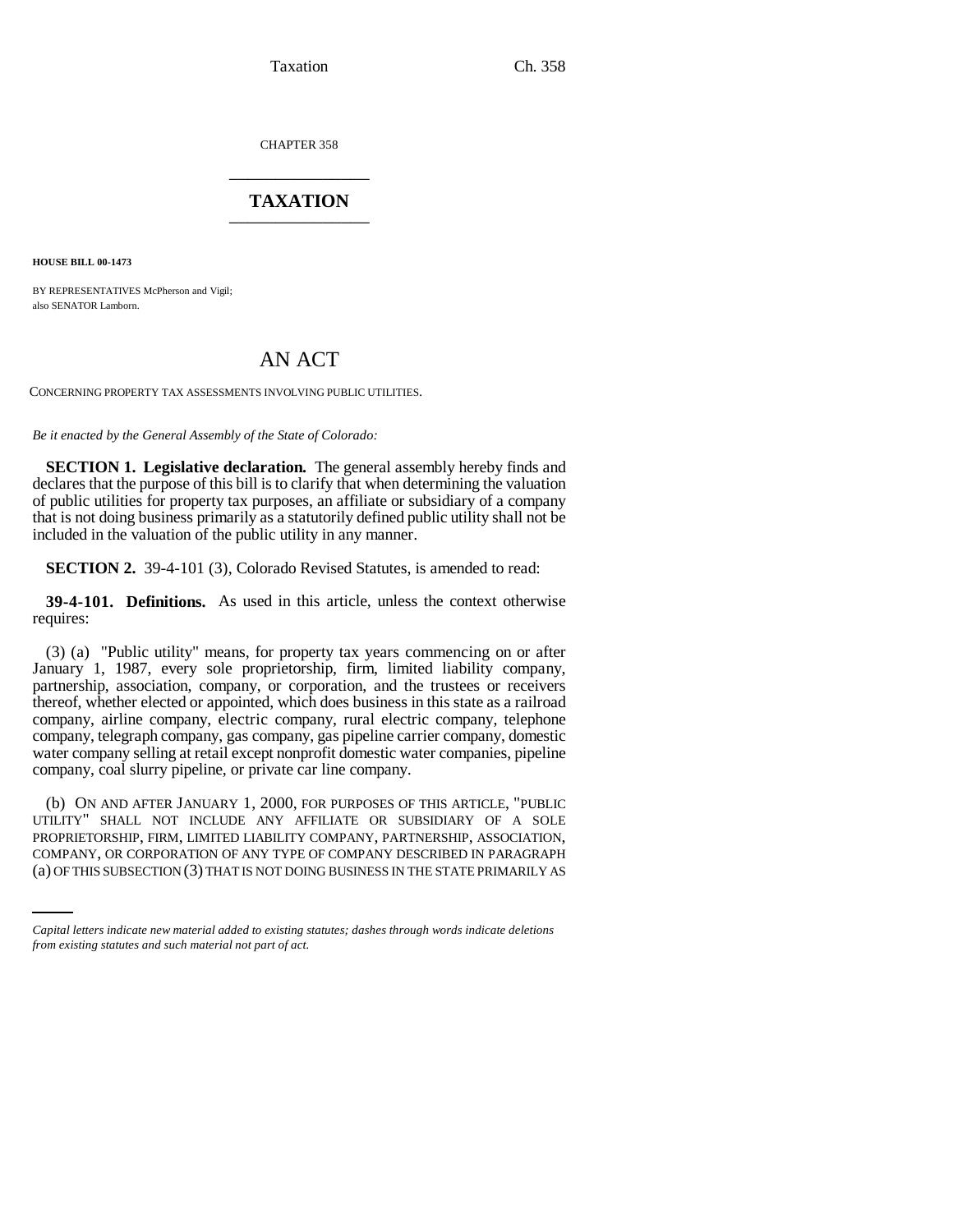CHAPTER 358

# TAXATION

**HOUSE BILL 00-1473**

BY REPRESENTATIVES McPherson and Vigil;
also SENATOR Lamborn.

## AN ACT

CONCERNING PROPERTY TAX ASSESSMENTS INVOLVING PUBLIC UTILITIES.

*Be it enacted by the General Assembly of the State of Colorado:*

**SECTION 1. Legislative declaration.** The general assembly hereby finds and declares that the purpose of this bill is to clarify that when determining the valuation of public utilities for property tax purposes, an affiliate or subsidiary of a company that is not doing business primarily as a statutorily defined public utility shall not be included in the valuation of the public utility in any manner.

**SECTION 2.** 39-4-101 (3), Colorado Revised Statutes, is amended to read:

**39-4-101. Definitions.** As used in this article, unless the context otherwise requires:

(3) (a) "Public utility" means, for property tax years commencing on or after January 1, 1987, every sole proprietorship, firm, limited liability company, partnership, association, company, or corporation, and the trustees or receivers thereof, whether elected or appointed, which does business in this state as a railroad company, airline company, electric company, rural electric company, telephone company, telegraph company, gas company, gas pipeline carrier company, domestic water company selling at retail except nonprofit domestic water companies, pipeline company, coal slurry pipeline, or private car line company.

(b) ON AND AFTER JANUARY 1, 2000, FOR PURPOSES OF THIS ARTICLE, "PUBLIC UTILITY" SHALL NOT INCLUDE ANY AFFILIATE OR SUBSIDIARY OF A SOLE PROPRIETORSHIP, FIRM, LIMITED LIABILITY COMPANY, PARTNERSHIP, ASSOCIATION, COMPANY, OR CORPORATION OF ANY TYPE OF COMPANY DESCRIBED IN PARAGRAPH (a) OF THIS SUBSECTION (3) THAT IS NOT DOING BUSINESS IN THE STATE PRIMARILY AS

*Capital letters indicate new material added to existing statutes; dashes through words indicate deletions from existing statutes and such material not part of act.*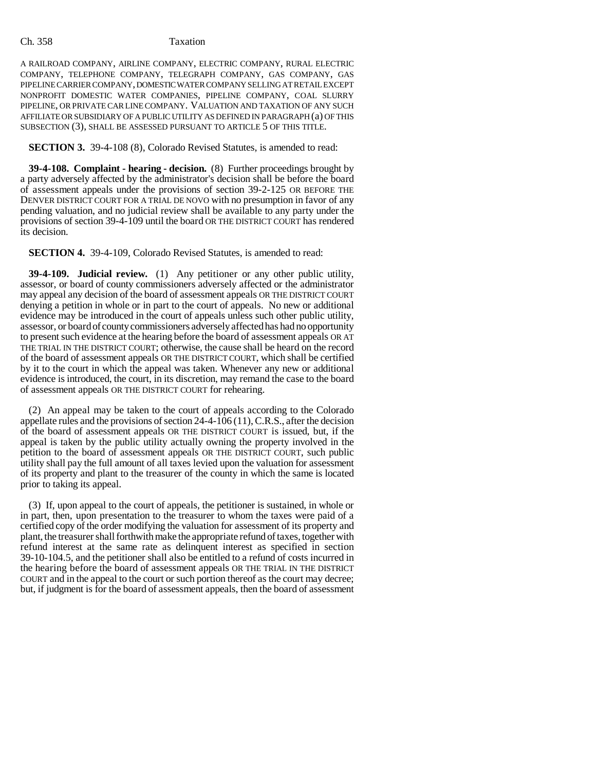A RAILROAD COMPANY, AIRLINE COMPANY, ELECTRIC COMPANY, RURAL ELECTRIC COMPANY, TELEPHONE COMPANY, TELEGRAPH COMPANY, GAS COMPANY, GAS PIPELINE CARRIER COMPANY, DOMESTIC WATER COMPANY SELLING AT RETAIL EXCEPT NONPROFIT DOMESTIC WATER COMPANIES, PIPELINE COMPANY, COAL SLURRY PIPELINE, OR PRIVATE CAR LINE COMPANY. VALUATION AND TAXATION OF ANY SUCH AFFILIATE OR SUBSIDIARY OF A PUBLIC UTILITY AS DEFINED IN PARAGRAPH (a) OF THIS SUBSECTION (3), SHALL BE ASSESSED PURSUANT TO ARTICLE 5 OF THIS TITLE.

**SECTION 3.** 39-4-108 (8), Colorado Revised Statutes, is amended to read:

**39-4-108. Complaint - hearing - decision.** (8) Further proceedings brought by a party adversely affected by the administrator's decision shall be before the board of assessment appeals under the provisions of section 39-2-125 OR BEFORE THE DENVER DISTRICT COURT FOR A TRIAL DE NOVO with no presumption in favor of any pending valuation, and no judicial review shall be available to any party under the provisions of section 39-4-109 until the board OR THE DISTRICT COURT has rendered its decision.

**SECTION 4.** 39-4-109, Colorado Revised Statutes, is amended to read:

**39-4-109. Judicial review.** (1) Any petitioner or any other public utility, assessor, or board of county commissioners adversely affected or the administrator may appeal any decision of the board of assessment appeals OR THE DISTRICT COURT denying a petition in whole or in part to the court of appeals. No new or additional evidence may be introduced in the court of appeals unless such other public utility, assessor, or board of county commissioners adversely affected has had no opportunity to present such evidence at the hearing before the board of assessment appeals OR AT THE TRIAL IN THE DISTRICT COURT; otherwise, the cause shall be heard on the record of the board of assessment appeals OR THE DISTRICT COURT, which shall be certified by it to the court in which the appeal was taken. Whenever any new or additional evidence is introduced, the court, in its discretion, may remand the case to the board of assessment appeals OR THE DISTRICT COURT for rehearing.

(2) An appeal may be taken to the court of appeals according to the Colorado appellate rules and the provisions of section 24-4-106 (11), C.R.S., after the decision of the board of assessment appeals OR THE DISTRICT COURT is issued, but, if the appeal is taken by the public utility actually owning the property involved in the petition to the board of assessment appeals OR THE DISTRICT COURT, such public utility shall pay the full amount of all taxes levied upon the valuation for assessment of its property and plant to the treasurer of the county in which the same is located prior to taking its appeal.

(3) If, upon appeal to the court of appeals, the petitioner is sustained, in whole or in part, then, upon presentation to the treasurer to whom the taxes were paid of a certified copy of the order modifying the valuation for assessment of its property and plant, the treasurer shall forthwith make the appropriate refund of taxes, together with refund interest at the same rate as delinquent interest as specified in section 39-10-104.5, and the petitioner shall also be entitled to a refund of costs incurred in the hearing before the board of assessment appeals OR THE TRIAL IN THE DISTRICT COURT and in the appeal to the court or such portion thereof as the court may decree; but, if judgment is for the board of assessment appeals, then the board of assessment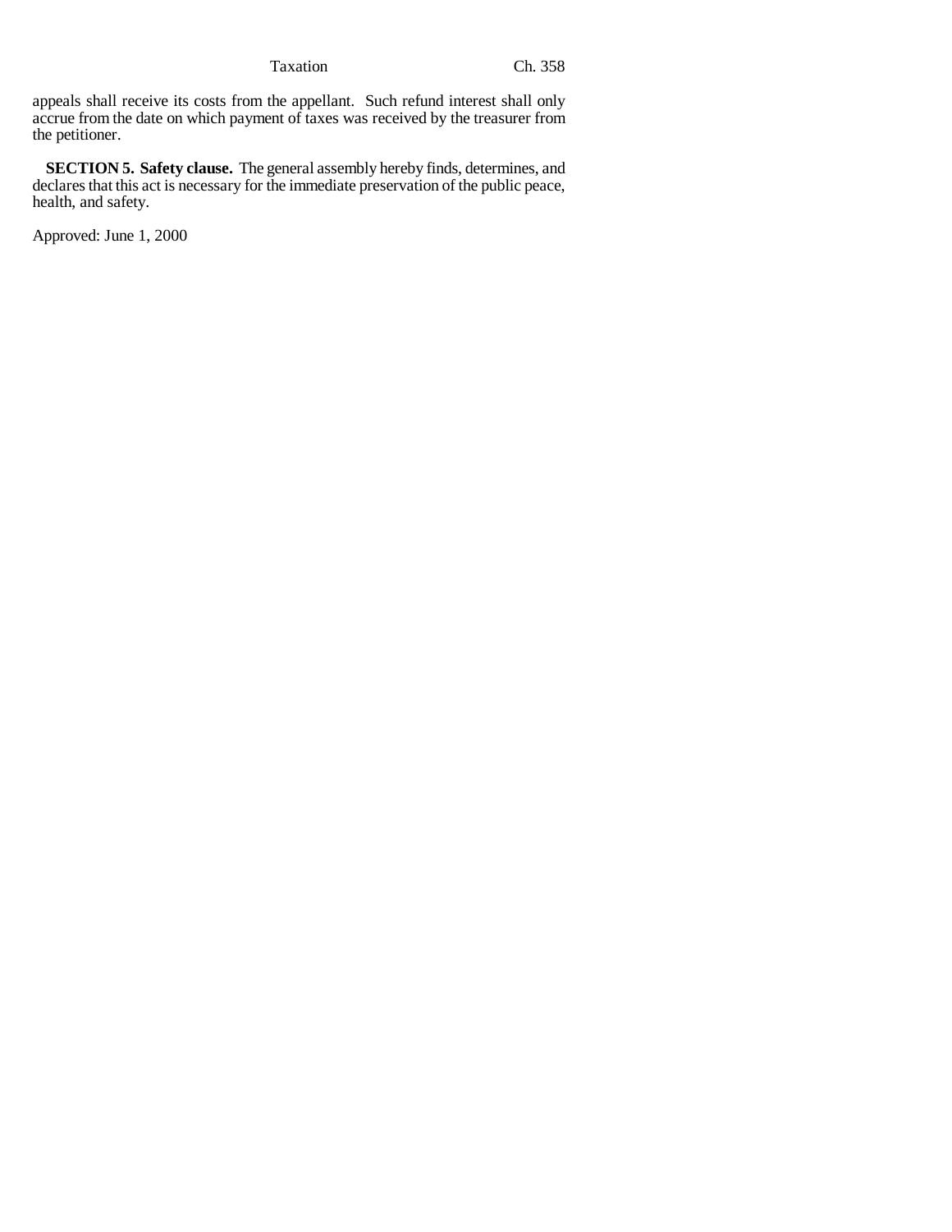appeals shall receive its costs from the appellant. Such refund interest shall only accrue from the date on which payment of taxes was received by the treasurer from the petitioner.

**SECTION 5. Safety clause.** The general assembly hereby finds, determines, and declares that this act is necessary for the immediate preservation of the public peace, health, and safety.

Approved: June 1, 2000